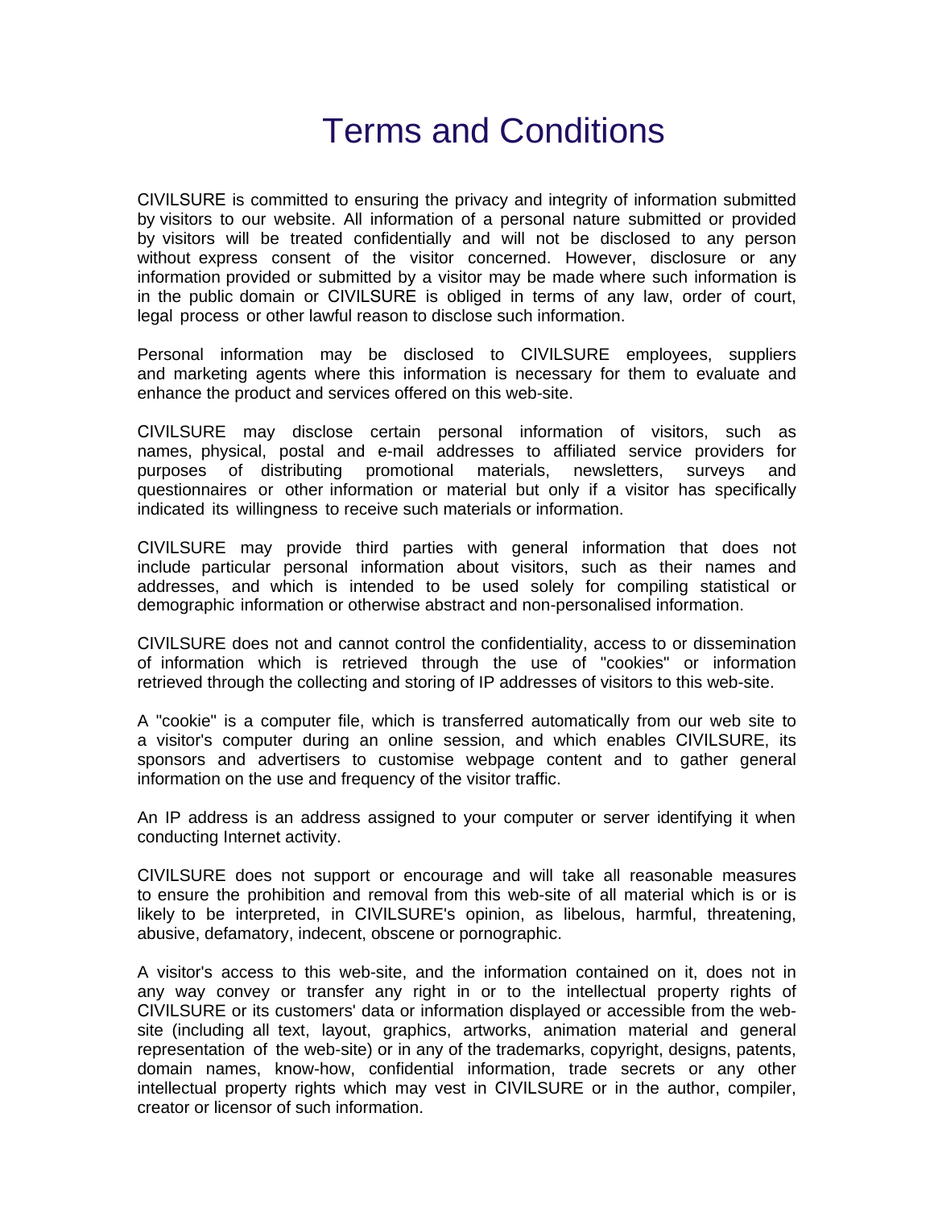# Terms and Conditions

CIVILSURE is committed to ensuring the privacy and integrity of information submitted by visitors to our website. All information of a personal nature submitted or provided by visitors will be treated confidentially and will not be disclosed to any person without express consent of the visitor concerned. However, disclosure or any information provided or submitted by a visitor may be made where such information is in the public domain or CIVILSURE is obliged in terms of any law, order of court, legal process or other lawful reason to disclose such information.

Personal information may be disclosed to CIVILSURE employees, suppliers and marketing agents where this information is necessary for them to evaluate and enhance the product and services offered on this web-site.

CIVILSURE may disclose certain personal information of visitors, such as names, physical, postal and e-mail addresses to affiliated service providers for purposes of distributing promotional materials, newsletters, surveys and questionnaires or other information or material but only if a visitor has specifically indicated its willingness to receive such materials or information.

CIVILSURE may provide third parties with general information that does not include particular personal information about visitors, such as their names and addresses, and which is intended to be used solely for compiling statistical or demographic information or otherwise abstract and non-personalised information.

CIVILSURE does not and cannot control the confidentiality, access to or dissemination of information which is retrieved through the use of "cookies" or information retrieved through the collecting and storing of IP addresses of visitors to this web-site.

A "cookie" is a computer file, which is transferred automatically from our web site to a visitor's computer during an online session, and which enables CIVILSURE, its sponsors and advertisers to customise webpage content and to gather general information on the use and frequency of the visitor traffic.

An IP address is an address assigned to your computer or server identifying it when conducting Internet activity.

CIVILSURE does not support or encourage and will take all reasonable measures to ensure the prohibition and removal from this web-site of all material which is or is likely to be interpreted, in CIVILSURE's opinion, as libelous, harmful, threatening, abusive, defamatory, indecent, obscene or pornographic.

A visitor's access to this web-site, and the information contained on it, does not in any way convey or transfer any right in or to the intellectual property rights of CIVILSURE or its customers' data or information displayed or accessible from the web-site (including all text, layout, graphics, artworks, animation material and general representation of the web-site) or in any of the trademarks, copyright, designs, patents, domain names, know-how, confidential information, trade secrets or any other intellectual property rights which may vest in CIVILSURE or in the author, compiler, creator or licensor of such information.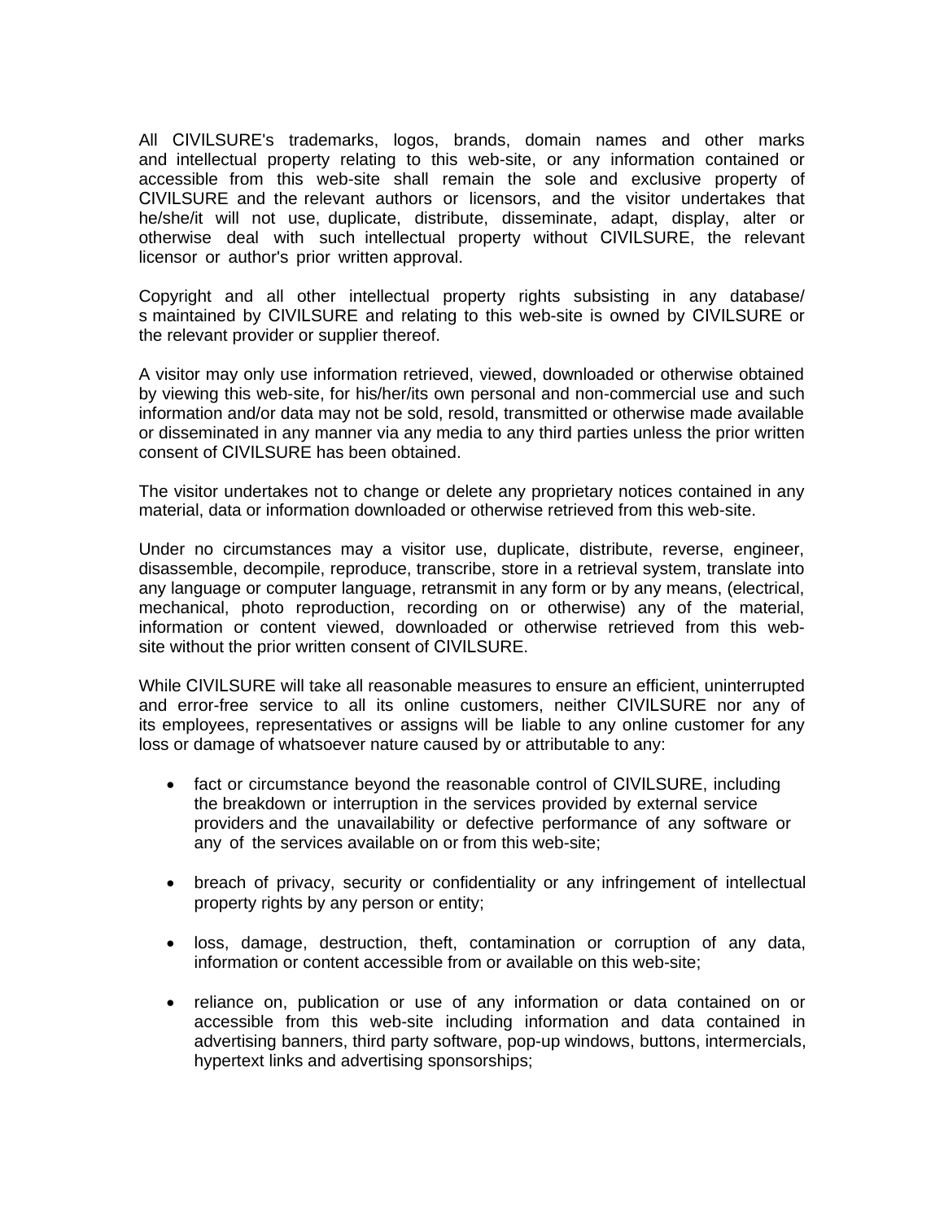All CIVILSURE's trademarks, logos, brands, domain names and other marks and intellectual property relating to this web-site, or any information contained or accessible from this web-site shall remain the sole and exclusive property of CIVILSURE and the relevant authors or licensors, and the visitor undertakes that he/she/it will not use, duplicate, distribute, disseminate, adapt, display, alter or otherwise deal with such intellectual property without CIVILSURE, the relevant licensor or author's prior written approval.

Copyright and all other intellectual property rights subsisting in any database/ s maintained by CIVILSURE and relating to this web-site is owned by CIVILSURE or the relevant provider or supplier thereof.

A visitor may only use information retrieved, viewed, downloaded or otherwise obtained by viewing this web-site, for his/her/its own personal and non-commercial use and such information and/or data may not be sold, resold, transmitted or otherwise made available or disseminated in any manner via any media to any third parties unless the prior written consent of CIVILSURE has been obtained.

The visitor undertakes not to change or delete any proprietary notices contained in any material, data or information downloaded or otherwise retrieved from this web-site.

Under no circumstances may a visitor use, duplicate, distribute, reverse, engineer, disassemble, decompile, reproduce, transcribe, store in a retrieval system, translate into any language or computer language, retransmit in any form or by any means, (electrical, mechanical, photo reproduction, recording on or otherwise) any of the material, information or content viewed, downloaded or otherwise retrieved from this web-site without the prior written consent of CIVILSURE.

While CIVILSURE will take all reasonable measures to ensure an efficient, uninterrupted and error-free service to all its online customers, neither CIVILSURE nor any of its employees, representatives or assigns will be liable to any online customer for any loss or damage of whatsoever nature caused by or attributable to any:

- fact or circumstance beyond the reasonable control of CIVILSURE, including the breakdown or interruption in the services provided by external service providers and the unavailability or defective performance of any software or any of the services available on or from this web-site;

- breach of privacy, security or confidentiality or any infringement of intellectual property rights by any person or entity;

- loss, damage, destruction, theft, contamination or corruption of any data, information or content accessible from or available on this web-site;

- reliance on, publication or use of any information or data contained on or accessible from this web-site including information and data contained in advertising banners, third party software, pop-up windows, buttons, intermercials, hypertext links and advertising sponsorships;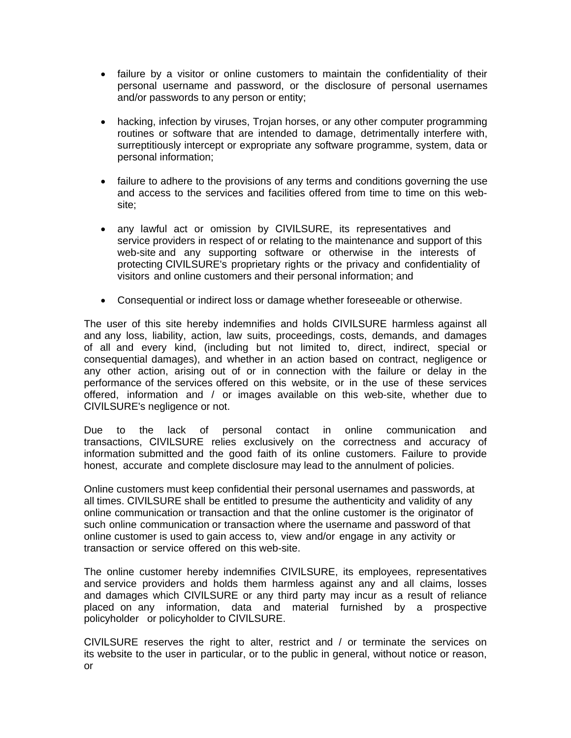- failure by a visitor or online customers to maintain the confidentiality of their personal username and password, or the disclosure of personal usernames and/or passwords to any person or entity;

- hacking, infection by viruses, Trojan horses, or any other computer programming routines or software that are intended to damage, detrimentally interfere with, surreptitiously intercept or expropriate any software programme, system, data or personal information;

- failure to adhere to the provisions of any terms and conditions governing the use and access to the services and facilities offered from time to time on this web-site;

- any lawful act or omission by CIVILSURE, its representatives and service providers in respect of or relating to the maintenance and support of this web-site and any supporting software or otherwise in the interests of protecting CIVILSURE's proprietary rights or the privacy and confidentiality of visitors and online customers and their personal information; and

- Consequential or indirect loss or damage whether foreseeable or otherwise.

The user of this site hereby indemnifies and holds CIVILSURE harmless against all and any loss, liability, action, law suits, proceedings, costs, demands, and damages of all and every kind, (including but not limited to, direct, indirect, special or consequential damages), and whether in an action based on contract, negligence or any other action, arising out of or in connection with the failure or delay in the performance of the services offered on this website, or in the use of these services offered, information and / or images available on this web-site, whether due to CIVILSURE's negligence or not.

Due to the lack of personal contact in online communication and transactions, CIVILSURE relies exclusively on the correctness and accuracy of information submitted and the good faith of its online customers. Failure to provide honest, accurate and complete disclosure may lead to the annulment of policies.

Online customers must keep confidential their personal usernames and passwords, at all times. CIVILSURE shall be entitled to presume the authenticity and validity of any online communication or transaction and that the online customer is the originator of such online communication or transaction where the username and password of that online customer is used to gain access to, view and/or engage in any activity or transaction or service offered on this web-site.

The online customer hereby indemnifies CIVILSURE, its employees, representatives and service providers and holds them harmless against any and all claims, losses and damages which CIVILSURE or any third party may incur as a result of reliance placed on any information, data and material furnished by a prospective policyholder or policyholder to CIVILSURE.

CIVILSURE reserves the right to alter, restrict and / or terminate the services on its website to the user in particular, or to the public in general, without notice or reason, or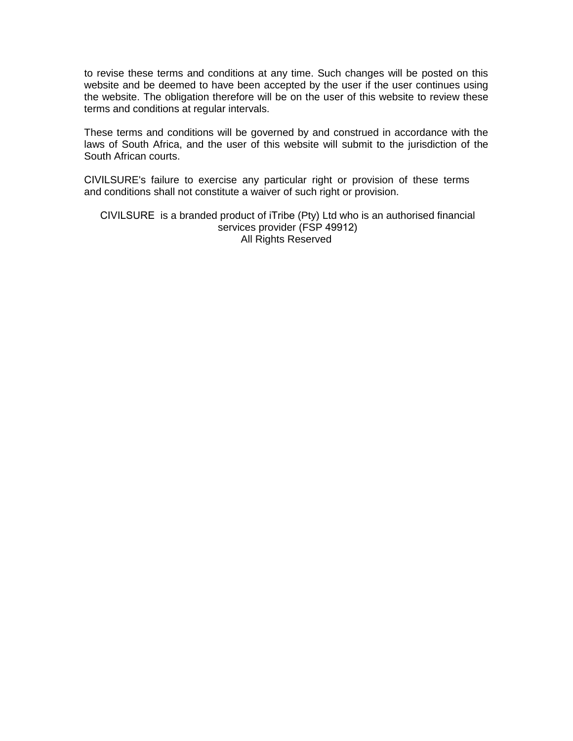to revise these terms and conditions at any time. Such changes will be posted on this website and be deemed to have been accepted by the user if the user continues using the website. The obligation therefore will be on the user of this website to review these terms and conditions at regular intervals.

These terms and conditions will be governed by and construed in accordance with the laws of South Africa, and the user of this website will submit to the jurisdiction of the South African courts.

CIVILSURE's failure to exercise any particular right or provision of these terms and conditions shall not constitute a waiver of such right or provision.

CIVILSURE is a branded product of iTribe (Pty) Ltd who is an authorised financial services provider (FSP 49912)
All Rights Reserved